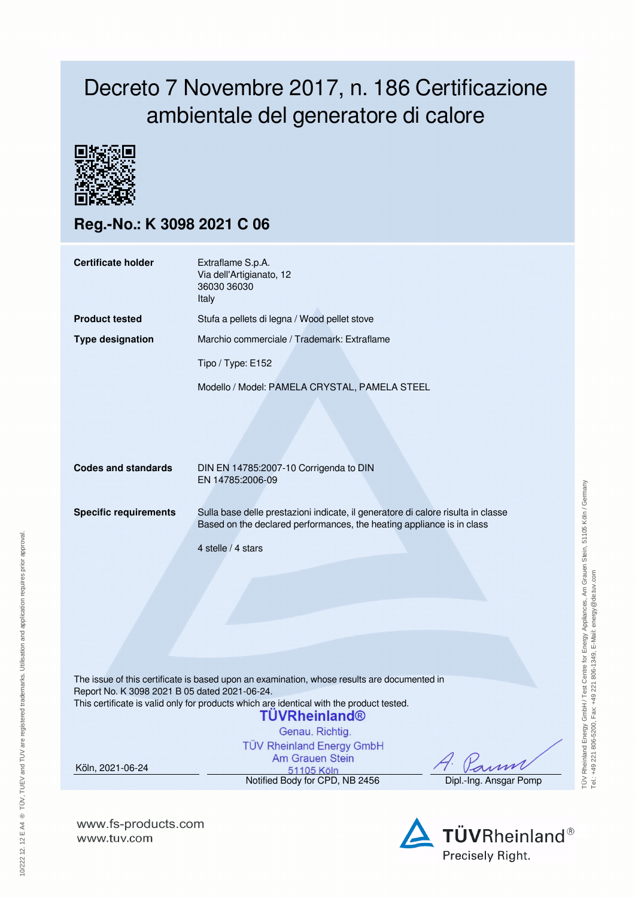# Decreto 7 Novembre 2017, n. 186 Certificazione ambientale del generatore di calore

## Reg.-No.: K 3098 2021 C 06

| | |
|---|---|
| **Certificate holder** | Extraflame S.p.A.<br>Via dell'Artigianato, 12<br>36030 36030<br>Italy |
| **Product tested** | Stufa a pellets di legna / Wood pellet stove |
| **Type designation** | Marchio commerciale / Trademark: Extraflame<br><br>Tipo / Type: E152<br><br>Modello / Model: PAMELA CRYSTAL, PAMELA STEEL |
| **Codes and standards** | DIN EN 14785:2007-10 Corrigenda to DIN EN 14785:2006-09 |
| **Specific requirements** | Sulla base delle prestazioni indicate, il generatore di calore risulta in classe<br>Based on the declared performances, the heating appliance is in class<br><br>4 stelle / 4 stars |

The issue of this certificate is based upon an examination, whose results are documented in Report No. K 3098 2021 B 05 dated 2021-06-24.
This certificate is valid only for products which are identical with the product tested.

TÜVRheinland®
Genau. Richtig.
TÜV Rheinland Energy GmbH
Am Grauen Stein
51105 Köln

Köln, 2021-06-24 | Notified Body for CPD, NB 2456 | Dipl.-Ing. Ansgar Pomp

www.fs-products.com
www.tuv.com

TÜVRheinland®
Precisely Right.

TÜV Rheinland Energy GmbH / Test Centre for Energy Appliances, Am Grauen Stein, 51105 Köln / Germany
Tel.: +49 221 806-5200, Fax: +49 221 806-1349, E-Mail: energy@de.tuv.com

10/222 12. 12 E A4 ® TÜV, TUEV and TUV are registered trademarks. Utilisation and application requires prior approval.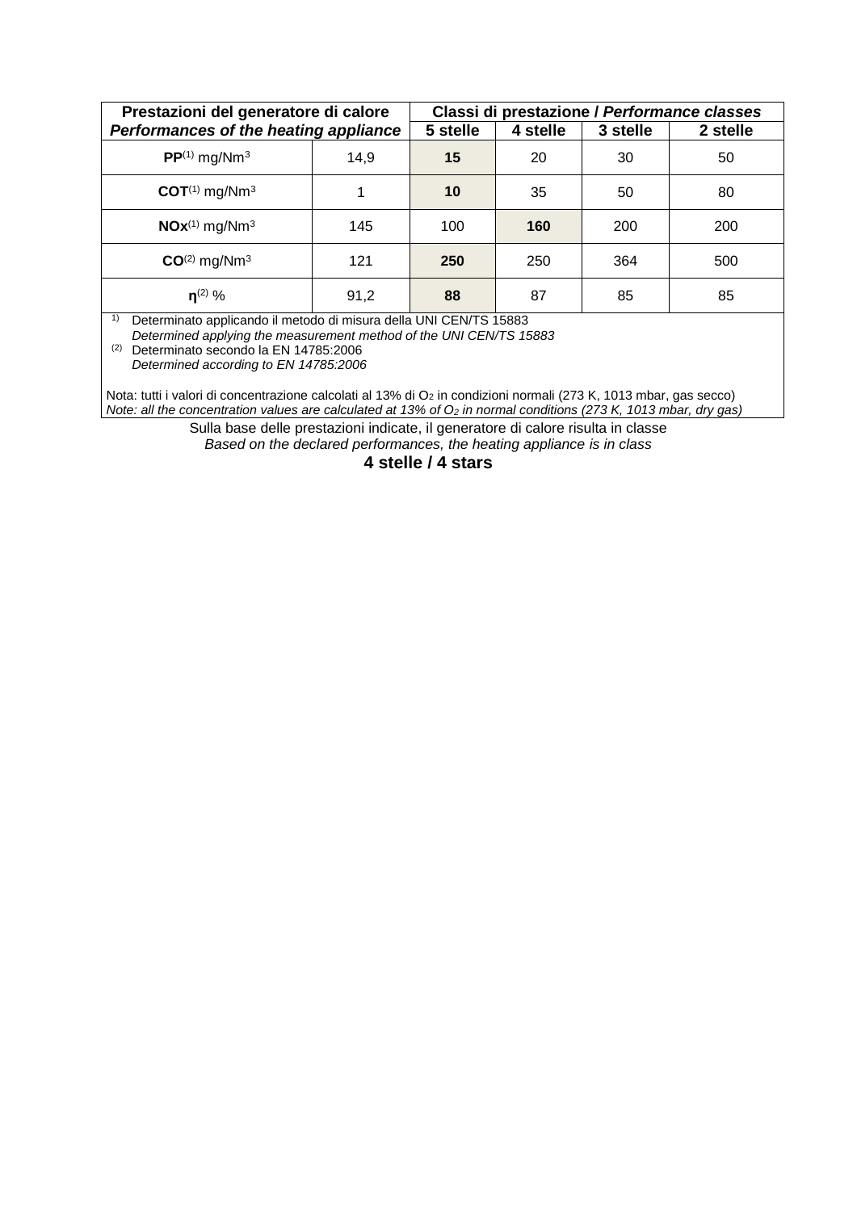| Prestazioni del generatore di calore *Performances of the heating appliance* | | Classi di prestazione / *Performance classes* | | | |
|---|---|---|---|---|---|
| | | 5 stelle | 4 stelle | 3 stelle | 2 stelle |
| **PP**[(1)] mg/Nm³ | 14,9 | **15** | 20 | 30 | 50 |
| **COT**[(1)] mg/Nm³ | 1 | **10** | 35 | 50 | 80 |
| **NOx**[(1)] mg/Nm³ | 145 | 100 | **160** | 200 | 200 |
| **CO**[(2)] mg/Nm³ | 121 | **250** | 250 | 364 | 500 |
| **η**[(2)] % | 91,2 | **88** | 87 | 85 | 85 |

[1)] Determinato applicando il metodo di misura della UNI CEN/TS 15883
*Determined applying the measurement method of the UNI CEN/TS 15883*
[(2)] Determinato secondo la EN 14785:2006
*Determined according to EN 14785:2006*

Nota: tutti i valori di concentrazione calcolati al 13% di $O_2$ in condizioni normali (273 K, 1013 mbar, gas secco)
*Note: all the concentration values are calculated at 13% of $O_2$ in normal conditions (273 K, 1013 mbar, dry gas)*

Sulla base delle prestazioni indicate, il generatore di calore risulta in classe
*Based on the declared performances, the heating appliance is in class*

**4 stelle / 4 stars**